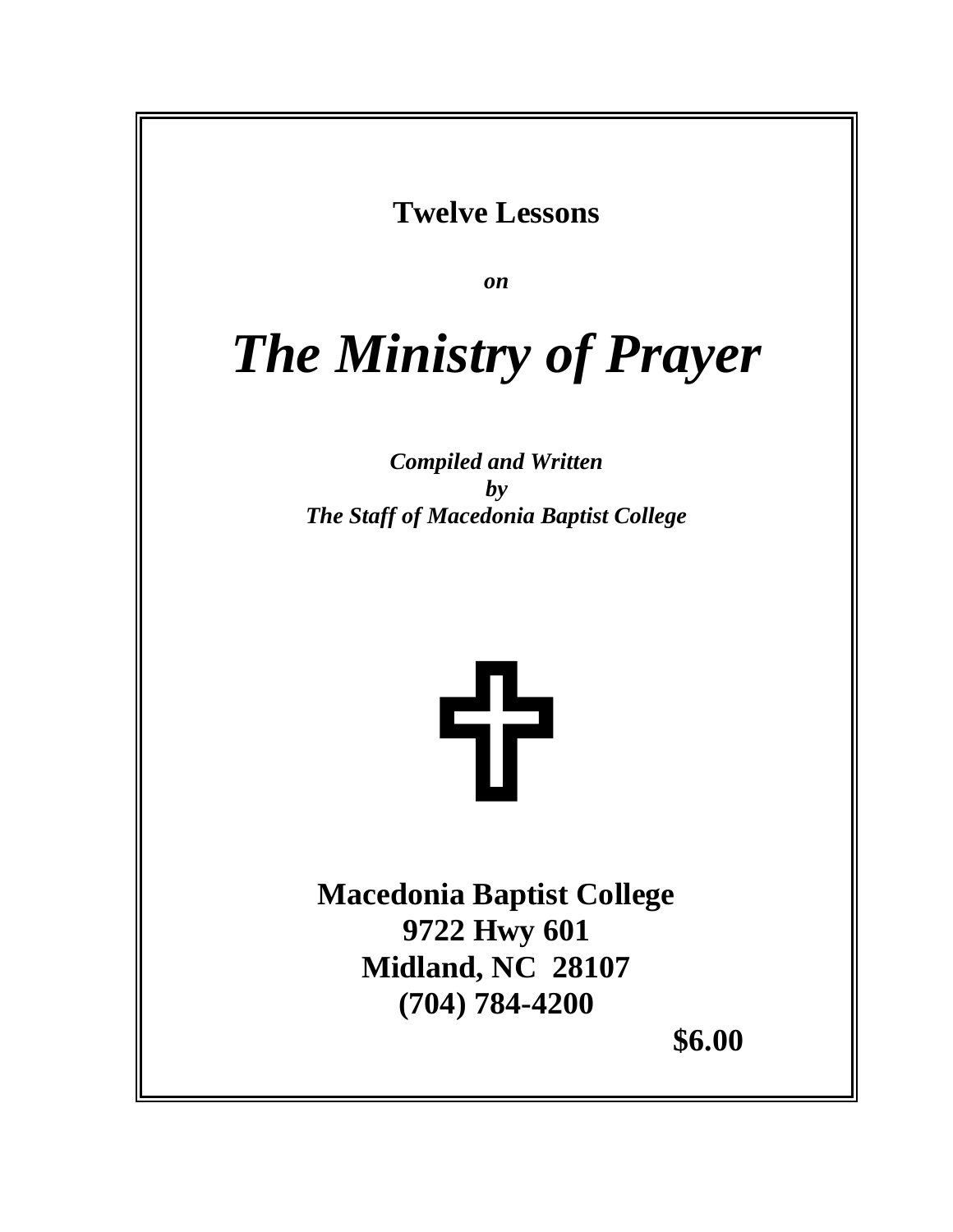**Twelve Lessons**

***on***

# *The Ministry of Prayer*

***Compiled and Written***
***by***
***The Staff of Macedonia Baptist College***

**Macedonia Baptist College**
**9722 Hwy 601**
**Midland, NC 28107**
**(704) 784-4200**

**$6.00**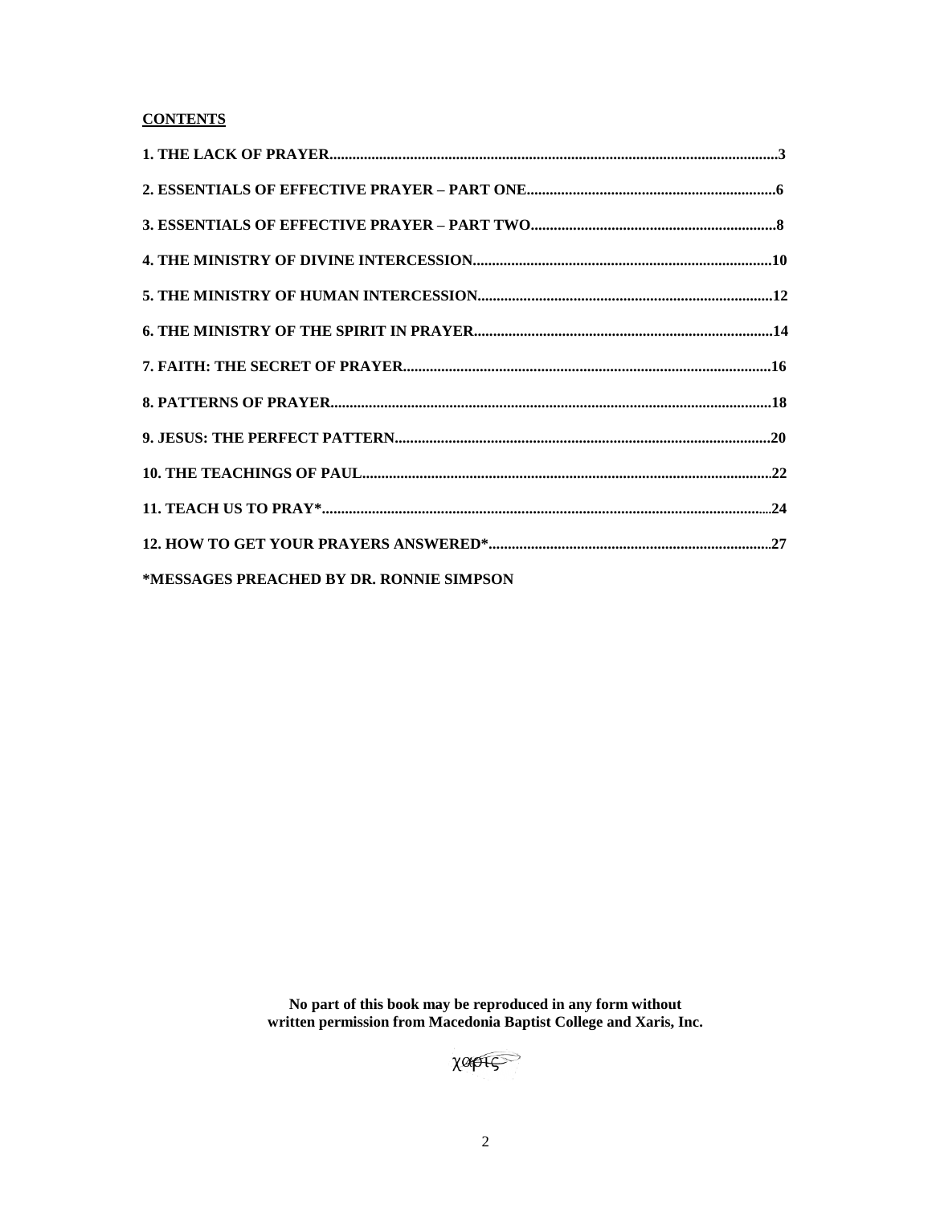**CONTENTS**

**1. THE LACK OF PRAYER....................................................................................................................3**

**2. ESSENTIALS OF EFFECTIVE PRAYER – PART ONE..................................................................6**

**3. ESSENTIALS OF EFFECTIVE PRAYER – PART TWO..................................................................8**

**4. THE MINISTRY OF DIVINE INTERCESSION..............................................................................10**

**5. THE MINISTRY OF HUMAN INTERCESSION.............................................................................12**

**6. THE MINISTRY OF THE SPIRIT IN PRAYER..............................................................................14**

**7. FAITH: THE SECRET OF PRAYER..................................................................................................16**

**8. PATTERNS OF PRAYER....................................................................................................................18**

**9. JESUS: THE PERFECT PATTERN...................................................................................................20**

**10. THE TEACHINGS OF PAUL...........................................................................................................22**

**11. TEACH US TO PRAY*.....................................................................................................................24**

**12. HOW TO GET YOUR PRAYERS ANSWERED*...........................................................................27**

**\*MESSAGES PREACHED BY DR. RONNIE SIMPSON**

**No part of this book may be reproduced in any form without written permission from Macedonia Baptist College and Xaris, Inc.**

χαρις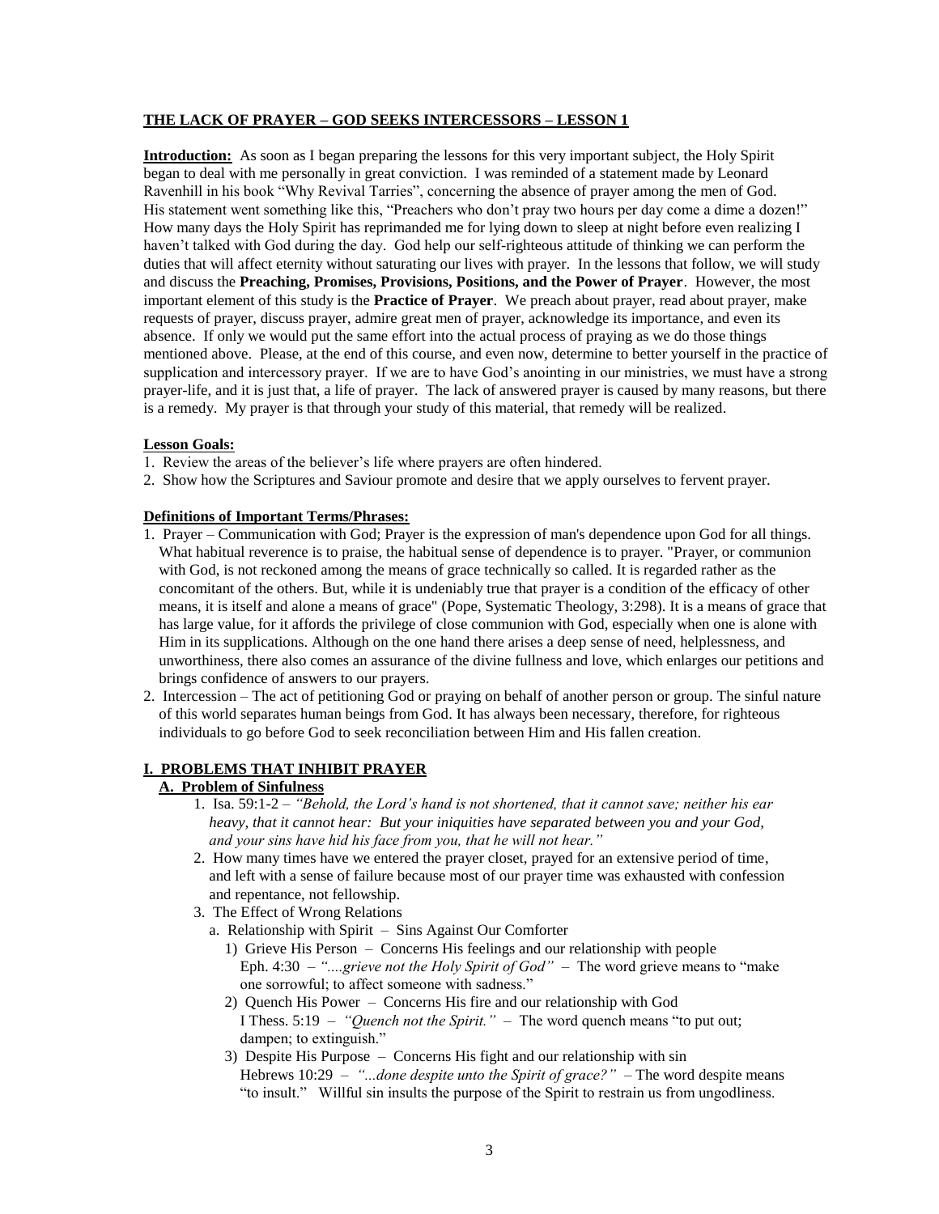## **THE LACK OF PRAYER – GOD SEEKS INTERCESSORS – LESSON 1**

**Introduction:** As soon as I began preparing the lessons for this very important subject, the Holy Spirit began to deal with me personally in great conviction. I was reminded of a statement made by Leonard Ravenhill in his book "Why Revival Tarries", concerning the absence of prayer among the men of God. His statement went something like this, "Preachers who don't pray two hours per day come a dime a dozen!" How many days the Holy Spirit has reprimanded me for lying down to sleep at night before even realizing I haven't talked with God during the day. God help our self-righteous attitude of thinking we can perform the duties that will affect eternity without saturating our lives with prayer. In the lessons that follow, we will study and discuss the **Preaching, Promises, Provisions, Positions, and the Power of Prayer**. However, the most important element of this study is the **Practice of Prayer**. We preach about prayer, read about prayer, make requests of prayer, discuss prayer, admire great men of prayer, acknowledge its importance, and even its absence. If only we would put the same effort into the actual process of praying as we do those things mentioned above. Please, at the end of this course, and even now, determine to better yourself in the practice of supplication and intercessory prayer. If we are to have God's anointing in our ministries, we must have a strong prayer-life, and it is just that, a life of prayer. The lack of answered prayer is caused by many reasons, but there is a remedy. My prayer is that through your study of this material, that remedy will be realized.

**Lesson Goals:**

1. Review the areas of the believer's life where prayers are often hindered.
2. Show how the Scriptures and Saviour promote and desire that we apply ourselves to fervent prayer.

**Definitions of Important Terms/Phrases:**

1. Prayer – Communication with God; Prayer is the expression of man's dependence upon God for all things. What habitual reverence is to praise, the habitual sense of dependence is to prayer. "Prayer, or communion with God, is not reckoned among the means of grace technically so called. It is regarded rather as the concomitant of the others. But, while it is undeniably true that prayer is a condition of the efficacy of other means, it is itself and alone a means of grace" (Pope, Systematic Theology, 3:298). It is a means of grace that has large value, for it affords the privilege of close communion with God, especially when one is alone with Him in its supplications. Although on the one hand there arises a deep sense of need, helplessness, and unworthiness, there also comes an assurance of the divine fullness and love, which enlarges our petitions and brings confidence of answers to our prayers.
2. Intercession – The act of petitioning God or praying on behalf of another person or group. The sinful nature of this world separates human beings from God. It has always been necessary, therefore, for righteous individuals to go before God to seek reconciliation between Him and His fallen creation.

## **I. PROBLEMS THAT INHIBIT PRAYER**

### **A. Problem of Sinfulness**

1. Isa. 59:1-2 – *"Behold, the Lord's hand is not shortened, that it cannot save; neither his ear heavy, that it cannot hear: But your iniquities have separated between you and your God, and your sins have hid his face from you, that he will not hear."*
2. How many times have we entered the prayer closet, prayed for an extensive period of time, and left with a sense of failure because most of our prayer time was exhausted with confession and repentance, not fellowship.
3. The Effect of Wrong Relations
   a. Relationship with Spirit – Sins Against Our Comforter
      1) Grieve His Person – Concerns His feelings and our relationship with people
         Eph. 4:30 – *"....grieve not the Holy Spirit of God"* – The word grieve means to "make one sorrowful; to affect someone with sadness."
      2) Quench His Power – Concerns His fire and our relationship with God
         I Thess. 5:19 – *"Quench not the Spirit."* – The word quench means "to put out; dampen; to extinguish."
      3) Despite His Purpose – Concerns His fight and our relationship with sin
         Hebrews 10:29 – *"...done despite unto the Spirit of grace?"* – The word despite means "to insult." Willful sin insults the purpose of the Spirit to restrain us from ungodliness.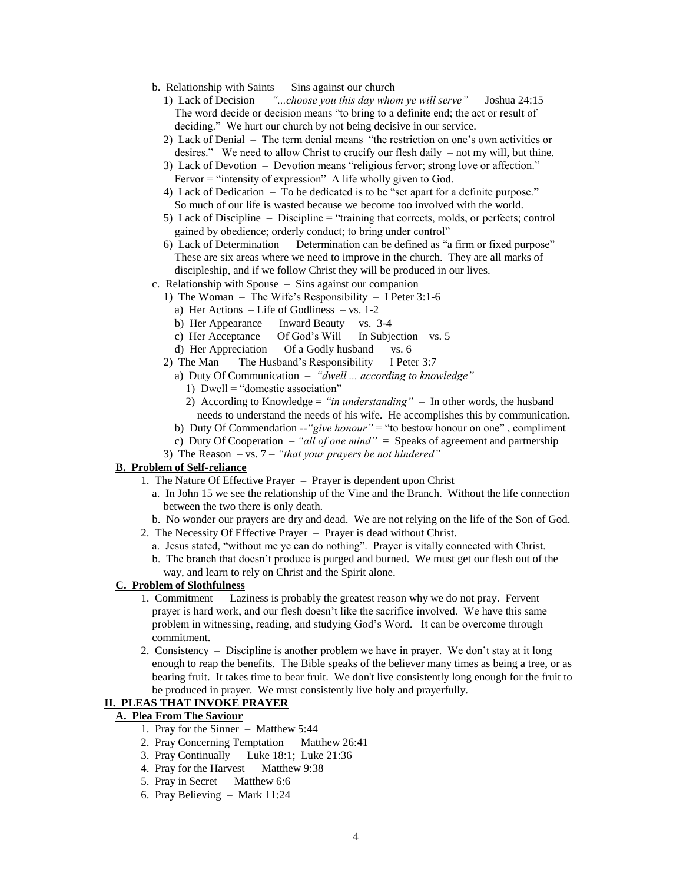b. Relationship with Saints – Sins against our church

1) Lack of Decision – *"...choose you this day whom ye will serve"* – Joshua 24:15
   The word decide or decision means "to bring to a definite end; the act or result of deciding." We hurt our church by not being decisive in our service.

2) Lack of Denial – The term denial means "the restriction on one's own activities or desires." We need to allow Christ to crucify our flesh daily – not my will, but thine.

3) Lack of Devotion – Devotion means "religious fervor; strong love or affection." Fervor = "intensity of expression" A life wholly given to God.

4) Lack of Dedication – To be dedicated is to be "set apart for a definite purpose." So much of our life is wasted because we become too involved with the world.

5) Lack of Discipline – Discipline = "training that corrects, molds, or perfects; control gained by obedience; orderly conduct; to bring under control"

6) Lack of Determination – Determination can be defined as "a firm or fixed purpose" These are six areas where we need to improve in the church. They are all marks of discipleship, and if we follow Christ they will be produced in our lives.

c. Relationship with Spouse – Sins against our companion

1) The Woman – The Wife's Responsibility – I Peter 3:1-6
   - a) Her Actions – Life of Godliness – vs. 1-2
   - b) Her Appearance – Inward Beauty – vs. 3-4
   - c) Her Acceptance – Of God's Will – In Subjection – vs. 5
   - d) Her Appreciation – Of a Godly husband – vs. 6

2) The Man – The Husband's Responsibility – I Peter 3:7
   - a) Duty Of Communication – *"dwell ... according to knowledge"*
     - 1) Dwell = "domestic association"
     - 2) According to Knowledge = *"in understanding"* – In other words, the husband needs to understand the needs of his wife. He accomplishes this by communication.
   - b) Duty Of Commendation --*"give honour"* = "to bestow honour on one" , compliment
   - c) Duty Of Cooperation – *"all of one mind"* = Speaks of agreement and partnership

3) The Reason – vs. 7 – *"that your prayers be not hindered"*

**B. Problem of Self-reliance**

1. The Nature Of Effective Prayer – Prayer is dependent upon Christ
   - a. In John 15 we see the relationship of the Vine and the Branch. Without the life connection between the two there is only death.
   - b. No wonder our prayers are dry and dead. We are not relying on the life of the Son of God.
2. The Necessity Of Effective Prayer – Prayer is dead without Christ.
   - a. Jesus stated, "without me ye can do nothing". Prayer is vitally connected with Christ.
   - b. The branch that doesn't produce is purged and burned. We must get our flesh out of the way, and learn to rely on Christ and the Spirit alone.

**C. Problem of Slothfulness**

1. Commitment – Laziness is probably the greatest reason why we do not pray. Fervent prayer is hard work, and our flesh doesn't like the sacrifice involved. We have this same problem in witnessing, reading, and studying God's Word. It can be overcome through commitment.
2. Consistency – Discipline is another problem we have in prayer. We don't stay at it long enough to reap the benefits. The Bible speaks of the believer many times as being a tree, or as bearing fruit. It takes time to bear fruit. We don't live consistently long enough for the fruit to be produced in prayer. We must consistently live holy and prayerfully.

## II. PLEAS THAT INVOKE PRAYER

**A. Plea From The Saviour**

1. Pray for the Sinner – Matthew 5:44
2. Pray Concerning Temptation – Matthew 26:41
3. Pray Continually – Luke 18:1; Luke 21:36
4. Pray for the Harvest – Matthew 9:38
5. Pray in Secret – Matthew 6:6
6. Pray Believing – Mark 11:24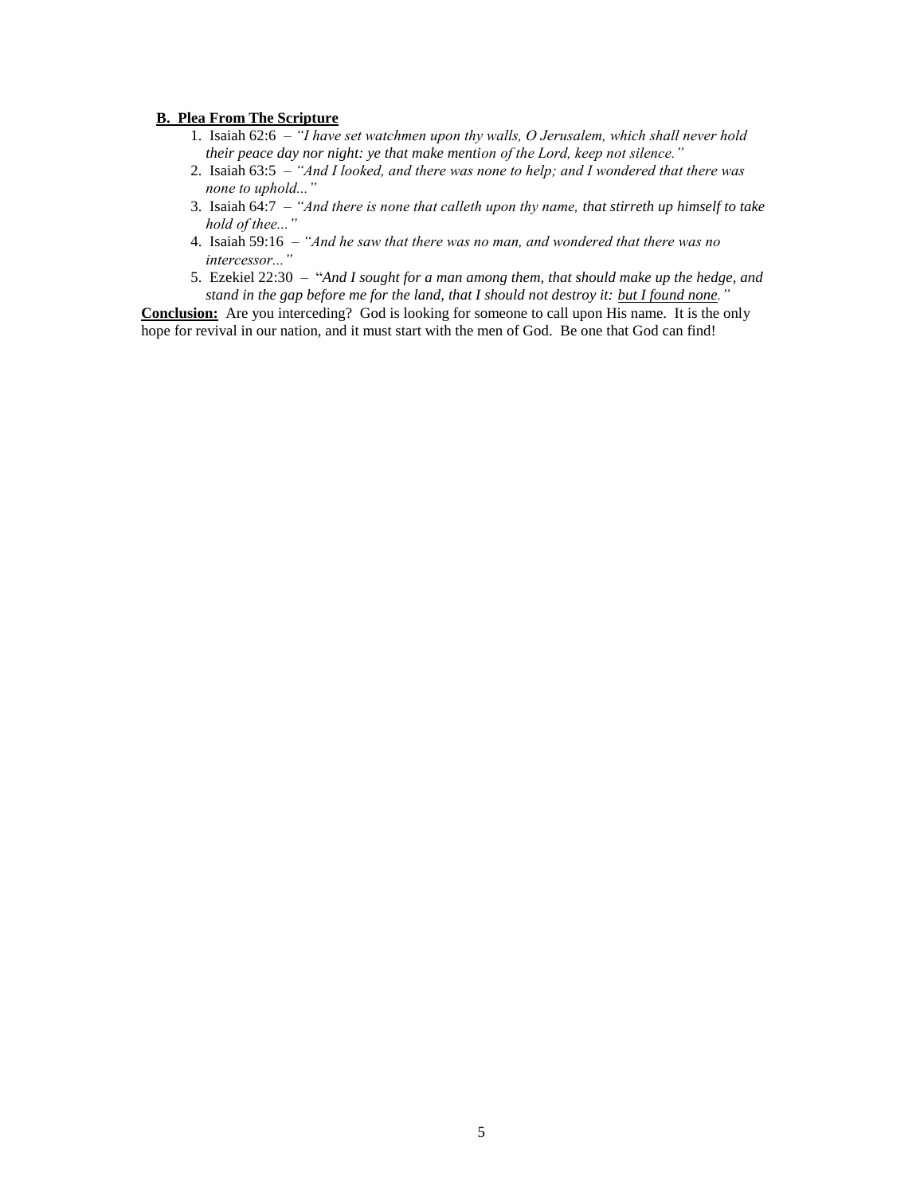**B. Plea From The Scripture**

1. Isaiah 62:6 – *"I have set watchmen upon thy walls, O Jerusalem, which shall never hold their peace day nor night: ye that make mention of the Lord, keep not silence."*
2. Isaiah 63:5 – *"And I looked, and there was none to help; and I wondered that there was none to uphold..."*
3. Isaiah 64:7 – *"And there is none that calleth upon thy name, that stirreth up himself to take hold of thee..."*
4. Isaiah 59:16 – *"And he saw that there was no man, and wondered that there was no intercessor..."*
5. Ezekiel 22:30 – "*And I sought for a man among them, that should make up the hedge, and stand in the gap before me for the land, that I should not destroy it: <u>but I found none</u>."*

**<u>Conclusion:</u>** Are you interceding? God is looking for someone to call upon His name. It is the only hope for revival in our nation, and it must start with the men of God. Be one that God can find!